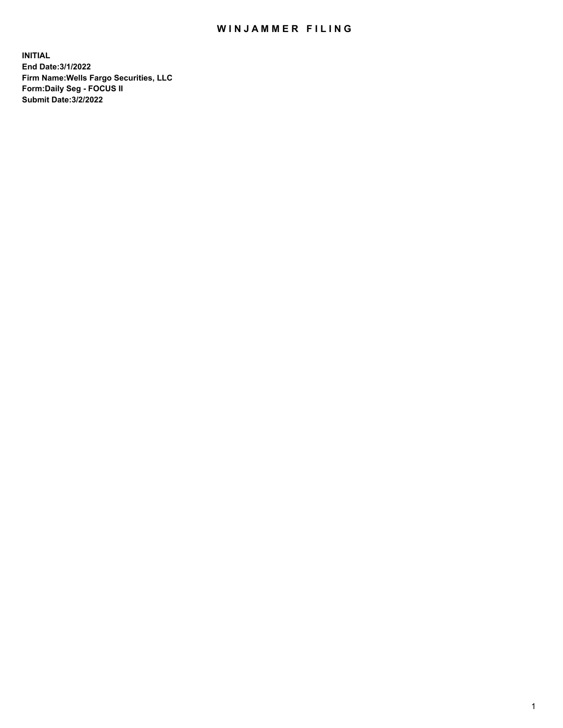# WINJAMMER FILING

**INITIAL**
**End Date:3/1/2022**
**Firm Name:Wells Fargo Securities, LLC**
**Form:Daily Seg - FOCUS II**
**Submit Date:3/2/2022**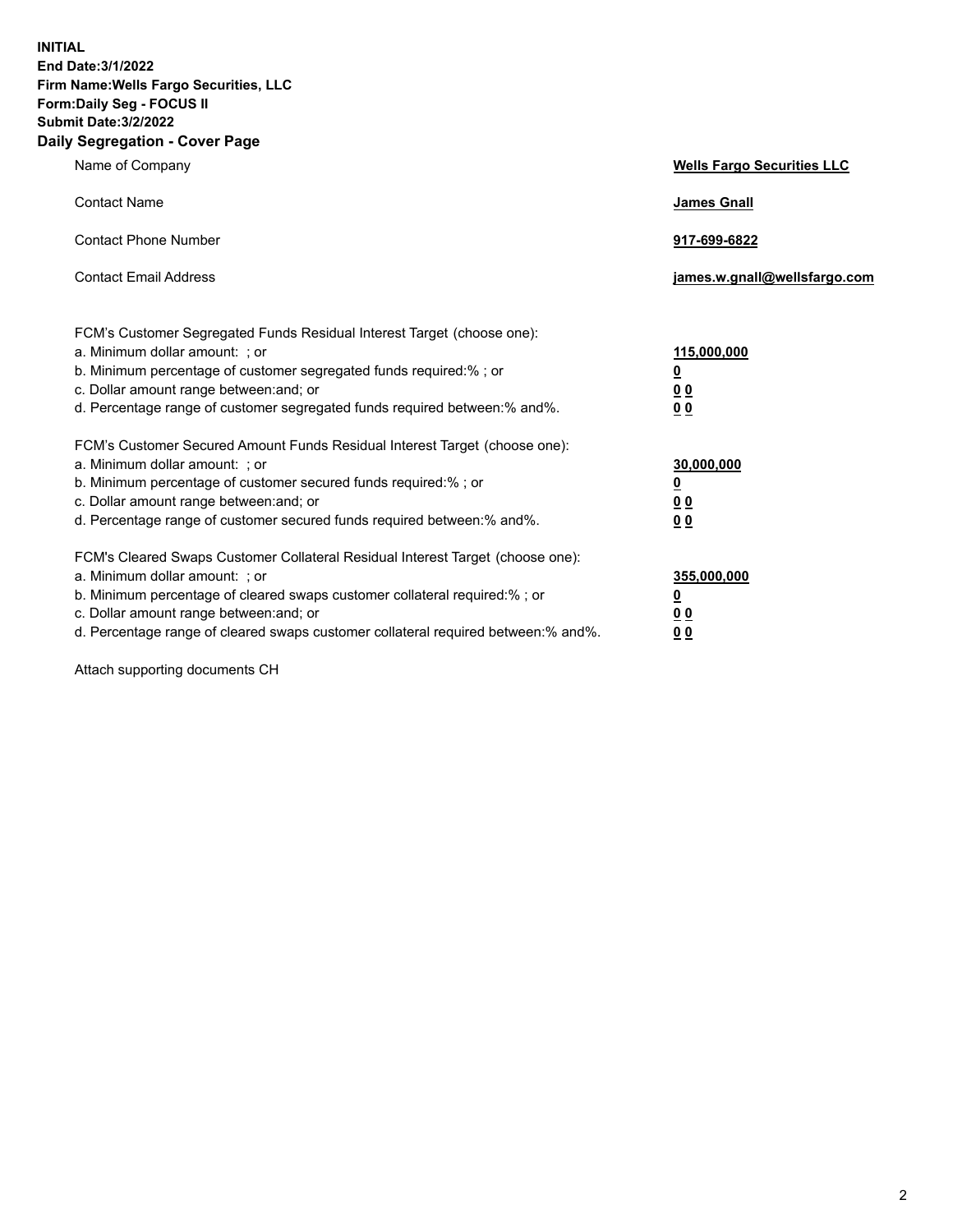**INITIAL**
**End Date:3/1/2022**
**Firm Name:Wells Fargo Securities, LLC**
**Form:Daily Seg - FOCUS II**
**Submit Date:3/2/2022**

## Daily Segregation - Cover Page

| | |
|---|---|
| Name of Company | **Wells Fargo Securities LLC** |
| Contact Name | **James Gnall** |
| Contact Phone Number | **917-699-6822** |
| Contact Email Address | **james.w.gnall@wellsfargo.com** |

| | |
|---|---|
| FCM's Customer Segregated Funds Residual Interest Target (choose one): | |
| a. Minimum dollar amount: ; or | **115,000,000** |
| b. Minimum percentage of customer segregated funds required:% ; or | **0** |
| c. Dollar amount range between:and; or | **0 0** |
| d. Percentage range of customer segregated funds required between:% and%. | **0 0** |
| FCM's Customer Secured Amount Funds Residual Interest Target (choose one): | |
| a. Minimum dollar amount: ; or | **30,000,000** |
| b. Minimum percentage of customer secured funds required:% ; or | **0** |
| c. Dollar amount range between:and; or | **0 0** |
| d. Percentage range of customer secured funds required between:% and%. | **0 0** |
| FCM's Cleared Swaps Customer Collateral Residual Interest Target (choose one): | |
| a. Minimum dollar amount: ; or | **355,000,000** |
| b. Minimum percentage of cleared swaps customer collateral required:% ; or | **0** |
| c. Dollar amount range between:and; or | **0 0** |
| d. Percentage range of cleared swaps customer collateral required between:% and%. | **0 0** |

Attach supporting documents CH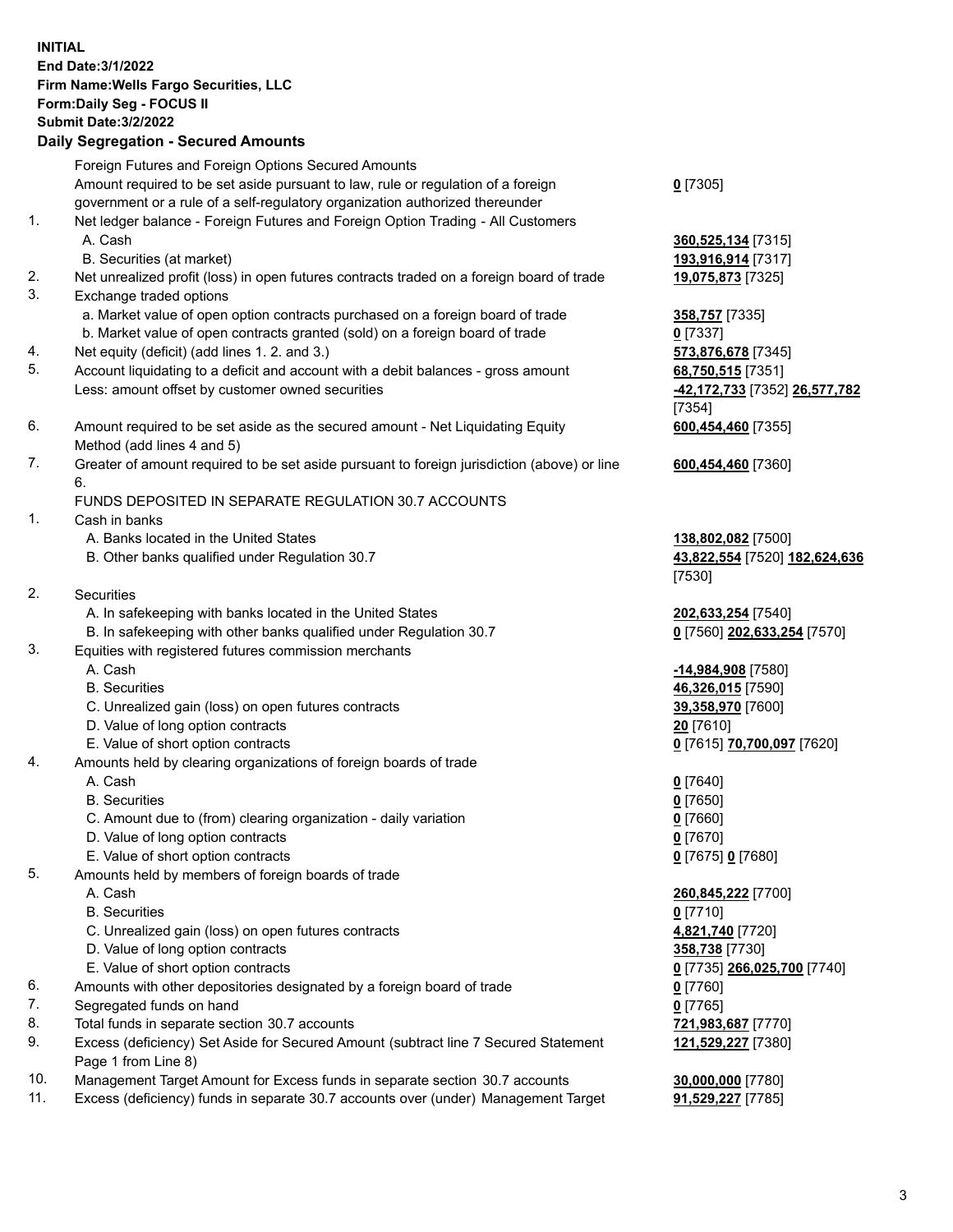**INITIAL**
**End Date:3/1/2022**
**Firm Name:Wells Fargo Securities, LLC**
**Form:Daily Seg - FOCUS II**
**Submit Date:3/2/2022**

## Daily Segregation - Secured Amounts

| | | |
|---|---|---|
| | Foreign Futures and Foreign Options Secured Amounts | |
| | Amount required to be set aside pursuant to law, rule or regulation of a foreign government or a rule of a self-regulatory organization authorized thereunder | **0** [7305] |
| 1. | Net ledger balance - Foreign Futures and Foreign Option Trading - All Customers | |
| | A. Cash | **360,525,134** [7315] |
| | B. Securities (at market) | **193,916,914** [7317] |
| 2. | Net unrealized profit (loss) in open futures contracts traded on a foreign board of trade | **19,075,873** [7325] |
| 3. | Exchange traded options | |
| | a. Market value of open option contracts purchased on a foreign board of trade | **358,757** [7335] |
| | b. Market value of open contracts granted (sold) on a foreign board of trade | **0** [7337] |
| 4. | Net equity (deficit) (add lines 1. 2. and 3.) | **573,876,678** [7345] |
| 5. | Account liquidating to a deficit and account with a debit balances - gross amount | **68,750,515** [7351] |
| | Less: amount offset by customer owned securities | **-42,172,733** [7352] **26,577,782** [7354] |
| 6. | Amount required to be set aside as the secured amount - Net Liquidating Equity Method (add lines 4 and 5) | **600,454,460** [7355] |
| 7. | Greater of amount required to be set aside pursuant to foreign jurisdiction (above) or line 6. | **600,454,460** [7360] |
| | FUNDS DEPOSITED IN SEPARATE REGULATION 30.7 ACCOUNTS | |
| 1. | Cash in banks | |
| | A. Banks located in the United States | **138,802,082** [7500] |
| | B. Other banks qualified under Regulation 30.7 | **43,822,554** [7520] **182,624,636** [7530] |
| 2. | Securities | |
| | A. In safekeeping with banks located in the United States | **202,633,254** [7540] |
| | B. In safekeeping with other banks qualified under Regulation 30.7 | **0** [7560] **202,633,254** [7570] |
| 3. | Equities with registered futures commission merchants | |
| | A. Cash | **-14,984,908** [7580] |
| | B. Securities | **46,326,015** [7590] |
| | C. Unrealized gain (loss) on open futures contracts | **39,358,970** [7600] |
| | D. Value of long option contracts | **20** [7610] |
| | E. Value of short option contracts | **0** [7615] **70,700,097** [7620] |
| 4. | Amounts held by clearing organizations of foreign boards of trade | |
| | A. Cash | **0** [7640] |
| | B. Securities | **0** [7650] |
| | C. Amount due to (from) clearing organization - daily variation | **0** [7660] |
| | D. Value of long option contracts | **0** [7670] |
| | E. Value of short option contracts | **0** [7675] **0** [7680] |
| 5. | Amounts held by members of foreign boards of trade | |
| | A. Cash | **260,845,222** [7700] |
| | B. Securities | **0** [7710] |
| | C. Unrealized gain (loss) on open futures contracts | **4,821,740** [7720] |
| | D. Value of long option contracts | **358,738** [7730] |
| | E. Value of short option contracts | **0** [7735] **266,025,700** [7740] |
| 6. | Amounts with other depositories designated by a foreign board of trade | **0** [7760] |
| 7. | Segregated funds on hand | **0** [7765] |
| 8. | Total funds in separate section 30.7 accounts | **721,983,687** [7770] |
| 9. | Excess (deficiency) Set Aside for Secured Amount (subtract line 7 Secured Statement Page 1 from Line 8) | **121,529,227** [7380] |
| 10. | Management Target Amount for Excess funds in separate section 30.7 accounts | **30,000,000** [7780] |
| 11. | Excess (deficiency) funds in separate 30.7 accounts over (under) Management Target | **91,529,227** [7785] |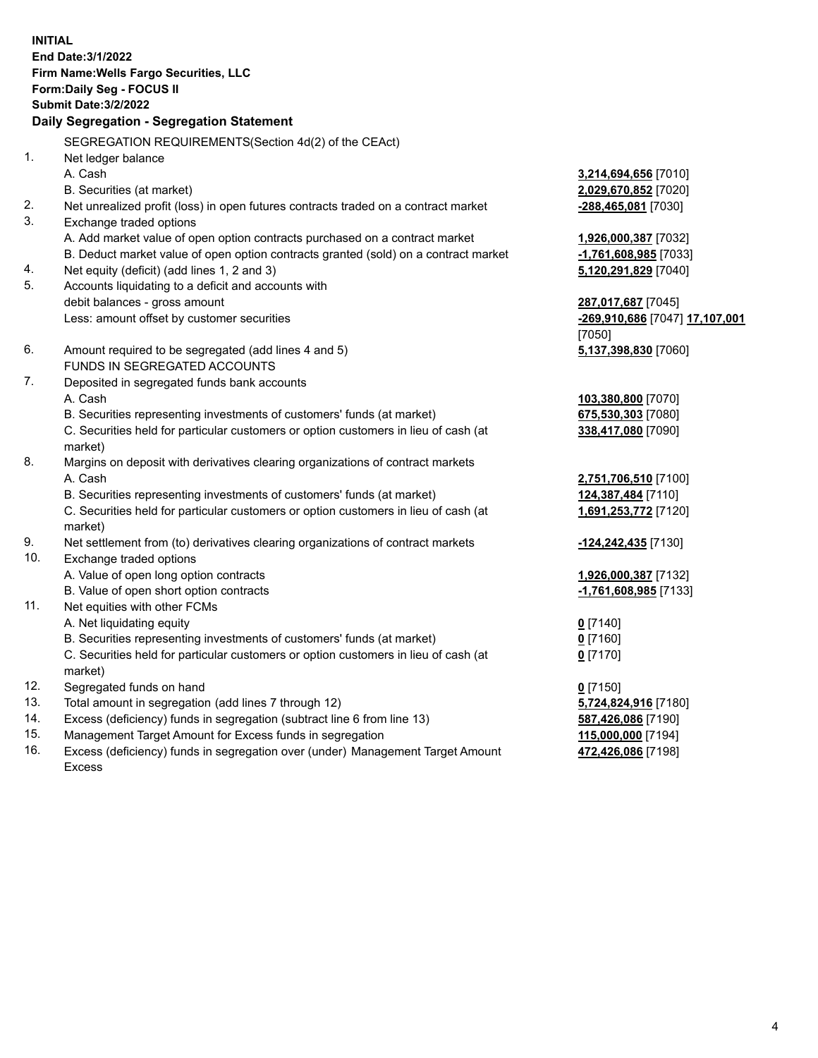**INITIAL**
**End Date:3/1/2022**
**Firm Name:Wells Fargo Securities, LLC**
**Form:Daily Seg - FOCUS II**
**Submit Date:3/2/2022**

## Daily Segregation - Segregation Statement

SEGREGATION REQUIREMENTS(Section 4d(2) of the CEAct)

| | | |
|---|---|---|
| 1. | Net ledger balance | |
| | A. Cash | **3,214,694,656** [7010] |
| | B. Securities (at market) | **2,029,670,852** [7020] |
| 2. | Net unrealized profit (loss) in open futures contracts traded on a contract market | **-288,465,081** [7030] |
| 3. | Exchange traded options | |
| | A. Add market value of open option contracts purchased on a contract market | **1,926,000,387** [7032] |
| | B. Deduct market value of open option contracts granted (sold) on a contract market | **-1,761,608,985** [7033] |
| 4. | Net equity (deficit) (add lines 1, 2 and 3) | **5,120,291,829** [7040] |
| 5. | Accounts liquidating to a deficit and accounts with debit balances - gross amount | **287,017,687** [7045] |
| | Less: amount offset by customer securities | **-269,910,686** [7047] **17,107,001** [7050] |
| 6. | Amount required to be segregated (add lines 4 and 5) | **5,137,398,830** [7060] |
| | FUNDS IN SEGREGATED ACCOUNTS | |
| 7. | Deposited in segregated funds bank accounts | |
| | A. Cash | **103,380,800** [7070] |
| | B. Securities representing investments of customers' funds (at market) | **675,530,303** [7080] |
| | C. Securities held for particular customers or option customers in lieu of cash (at market) | **338,417,080** [7090] |
| 8. | Margins on deposit with derivatives clearing organizations of contract markets | |
| | A. Cash | **2,751,706,510** [7100] |
| | B. Securities representing investments of customers' funds (at market) | **124,387,484** [7110] |
| | C. Securities held for particular customers or option customers in lieu of cash (at market) | **1,691,253,772** [7120] |
| 9. | Net settlement from (to) derivatives clearing organizations of contract markets | **-124,242,435** [7130] |
| 10. | Exchange traded options | |
| | A. Value of open long option contracts | **1,926,000,387** [7132] |
| | B. Value of open short option contracts | **-1,761,608,985** [7133] |
| 11. | Net equities with other FCMs | |
| | A. Net liquidating equity | **0** [7140] |
| | B. Securities representing investments of customers' funds (at market) | **0** [7160] |
| | C. Securities held for particular customers or option customers in lieu of cash (at market) | **0** [7170] |
| 12. | Segregated funds on hand | **0** [7150] |
| 13. | Total amount in segregation (add lines 7 through 12) | **5,724,824,916** [7180] |
| 14. | Excess (deficiency) funds in segregation (subtract line 6 from line 13) | **587,426,086** [7190] |
| 15. | Management Target Amount for Excess funds in segregation | **115,000,000** [7194] |
| 16. | Excess (deficiency) funds in segregation over (under) Management Target Amount Excess | **472,426,086** [7198] |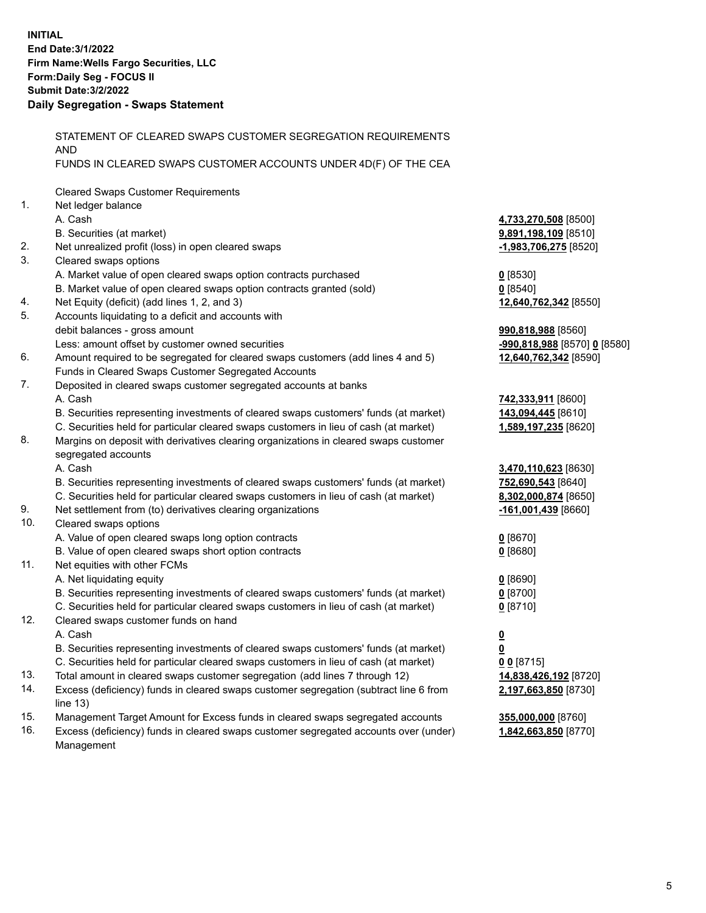**INITIAL**
**End Date:3/1/2022**
**Firm Name:Wells Fargo Securities, LLC**
**Form:Daily Seg - FOCUS II**
**Submit Date:3/2/2022**
**Daily Segregation - Swaps Statement**

STATEMENT OF CLEARED SWAPS CUSTOMER SEGREGATION REQUIREMENTS AND
FUNDS IN CLEARED SWAPS CUSTOMER ACCOUNTS UNDER 4D(F) OF THE CEA

| | | |
|---|---|---|
| | Cleared Swaps Customer Requirements | |
| 1. | Net ledger balance | |
| | A. Cash | **4,733,270,508** [8500] |
| | B. Securities (at market) | **9,891,198,109** [8510] |
| 2. | Net unrealized profit (loss) in open cleared swaps | **-1,983,706,275** [8520] |
| 3. | Cleared swaps options | |
| | A. Market value of open cleared swaps option contracts purchased | **0** [8530] |
| | B. Market value of open cleared swaps option contracts granted (sold) | **0** [8540] |
| 4. | Net Equity (deficit) (add lines 1, 2, and 3) | **12,640,762,342** [8550] |
| 5. | Accounts liquidating to a deficit and accounts with | |
| | debit balances - gross amount | **990,818,988** [8560] |
| | Less: amount offset by customer owned securities | **-990,818,988** [8570] **0** [8580] |
| 6. | Amount required to be segregated for cleared swaps customers (add lines 4 and 5) | **12,640,762,342** [8590] |
| | Funds in Cleared Swaps Customer Segregated Accounts | |
| 7. | Deposited in cleared swaps customer segregated accounts at banks | |
| | A. Cash | **742,333,911** [8600] |
| | B. Securities representing investments of cleared swaps customers' funds (at market) | **143,094,445** [8610] |
| | C. Securities held for particular cleared swaps customers in lieu of cash (at market) | **1,589,197,235** [8620] |
| 8. | Margins on deposit with derivatives clearing organizations in cleared swaps customer segregated accounts | |
| | A. Cash | **3,470,110,623** [8630] |
| | B. Securities representing investments of cleared swaps customers' funds (at market) | **752,690,543** [8640] |
| | C. Securities held for particular cleared swaps customers in lieu of cash (at market) | **8,302,000,874** [8650] |
| 9. | Net settlement from (to) derivatives clearing organizations | **-161,001,439** [8660] |
| 10. | Cleared swaps options | |
| | A. Value of open cleared swaps long option contracts | **0** [8670] |
| | B. Value of open cleared swaps short option contracts | **0** [8680] |
| 11. | Net equities with other FCMs | |
| | A. Net liquidating equity | **0** [8690] |
| | B. Securities representing investments of cleared swaps customers' funds (at market) | **0** [8700] |
| | C. Securities held for particular cleared swaps customers in lieu of cash (at market) | **0** [8710] |
| 12. | Cleared swaps customer funds on hand | |
| | A. Cash | **0** |
| | B. Securities representing investments of cleared swaps customers' funds (at market) | **0** |
| | C. Securities held for particular cleared swaps customers in lieu of cash (at market) | **0** **0** [8715] |
| 13. | Total amount in cleared swaps customer segregation (add lines 7 through 12) | **14,838,426,192** [8720] |
| 14. | Excess (deficiency) funds in cleared swaps customer segregation (subtract line 6 from line 13) | **2,197,663,850** [8730] |
| 15. | Management Target Amount for Excess funds in cleared swaps segregated accounts | **355,000,000** [8760] |
| 16. | Excess (deficiency) funds in cleared swaps customer segregated accounts over (under) Management | **1,842,663,850** [8770] |